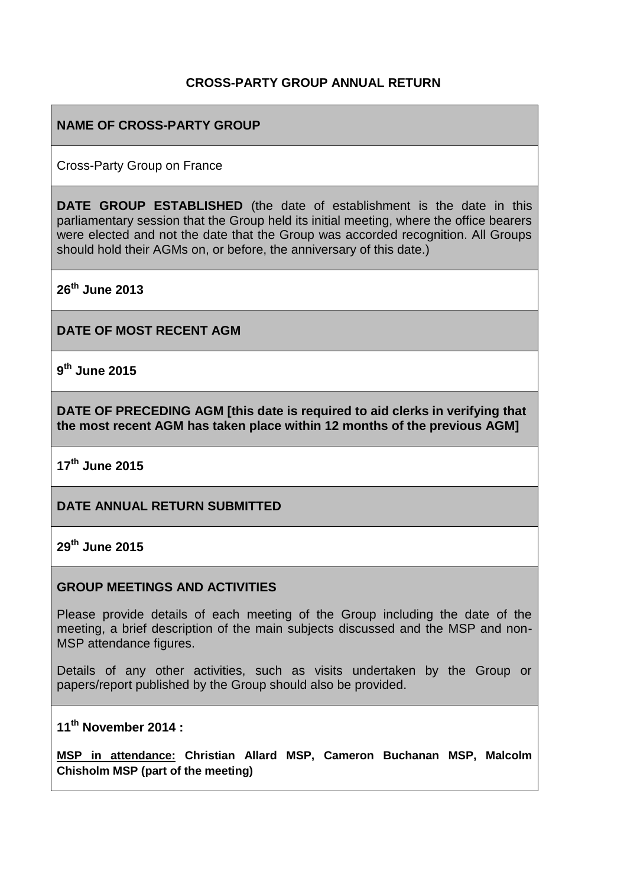**CROSS-PARTY GROUP ANNUAL RETURN**

**NAME OF CROSS-PARTY GROUP**

Cross-Party Group on France

**DATE GROUP ESTABLISHED** (the date of establishment is the date in this parliamentary session that the Group held its initial meeting, where the office bearers were elected and not the date that the Group was accorded recognition. All Groups should hold their AGMs on, or before, the anniversary of this date.)

**26th June 2013**

**DATE OF MOST RECENT AGM**

**9th June 2015**

**DATE OF PRECEDING AGM [this date is required to aid clerks in verifying that the most recent AGM has taken place within 12 months of the previous AGM]**

**17th June 2015**

**DATE ANNUAL RETURN SUBMITTED**

**29th June 2015**

**GROUP MEETINGS AND ACTIVITIES**

Please provide details of each meeting of the Group including the date of the meeting, a brief description of the main subjects discussed and the MSP and non-MSP attendance figures.

Details of any other activities, such as visits undertaken by the Group or papers/report published by the Group should also be provided.

**11th November 2014 :**

**MSP in attendance: Christian Allard MSP, Cameron Buchanan MSP, Malcolm Chisholm MSP (part of the meeting)**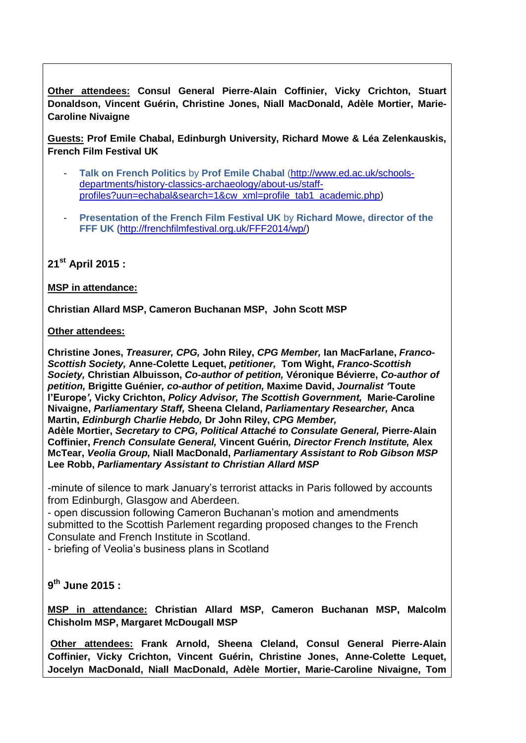**Other attendees:** **Consul General Pierre-Alain Coffinier, Vicky Crichton, Stuart Donaldson, Vincent Guérin, Christine Jones, Niall MacDonald, Adèle Mortier, Marie-Caroline Nivaigne**

**Guests:** **Prof Emile Chabal, Edinburgh University, Richard Mowe & Léa Zelenkauskis, French Film Festival UK**

- **Talk on French Politics** by **Prof Emile Chabal** (http://www.ed.ac.uk/schools-departments/history-classics-archaeology/about-us/staff-profiles?uun=echabal&search=1&cw_xml=profile_tab1_academic.php)
- **Presentation of the French Film Festival UK** by **Richard Mowe, director of the FFF UK** (http://frenchfilmfestival.org.uk/FFF2014/wp/)

## 21st April 2015 :

**MSP in attendance:**

**Christian Allard MSP, Cameron Buchanan MSP, John Scott MSP**

**Other attendees:**

**Christine Jones,** ***Treasurer, CPG,*** **John Riley,** ***CPG Member,*** **Ian MacFarlane,** ***Franco-Scottish Society,*** **Anne-Colette Lequet,** ***petitioner,*** **Tom Wight,** ***Franco-Scottish Society,*** **Christian Albuisson,** ***Co-author of petition,*** **Véronique Bévierre,** ***Co-author of petition,*** **Brigitte Guénier,** ***co-author of petition,*** **Maxime David,** ***Journalist '*****Toute l'Europe*****',*** **Vicky Crichton,** ***Policy Advisor, The Scottish Government,*** **Marie-Caroline Nivaigne,** ***Parliamentary Staff,*** **Sheena Cleland,** ***Parliamentary Researcher,*** **Anca Martin,** ***Edinburgh Charlie Hebdo,*** **Dr John Riley,** ***CPG Member,***
**Adèle Mortier,** ***Secretary to CPG, Political Attaché to Consulate General,*** **Pierre-Alain Coffinier,** ***French Consulate General,*** **Vincent Guérin,** ***Director French Institute,*** **Alex McTear,** ***Veolia Group,*** **Niall MacDonald,** ***Parliamentary Assistant to Rob Gibson MSP*** **Lee Robb,** ***Parliamentary Assistant to Christian Allard MSP***

-minute of silence to mark January's terrorist attacks in Paris followed by accounts from Edinburgh, Glasgow and Aberdeen.
- open discussion following Cameron Buchanan's motion and amendments submitted to the Scottish Parlement regarding proposed changes to the French Consulate and French Institute in Scotland.
- briefing of Veolia's business plans in Scotland

## 9th June 2015 :

**MSP in attendance:** **Christian Allard MSP, Cameron Buchanan MSP, Malcolm Chisholm MSP, Margaret McDougall MSP**

**Other attendees:** **Frank Arnold, Sheena Cleland, Consul General Pierre-Alain Coffinier, Vicky Crichton, Vincent Guérin, Christine Jones, Anne-Colette Lequet, Jocelyn MacDonald, Niall MacDonald, Adèle Mortier, Marie-Caroline Nivaigne, Tom**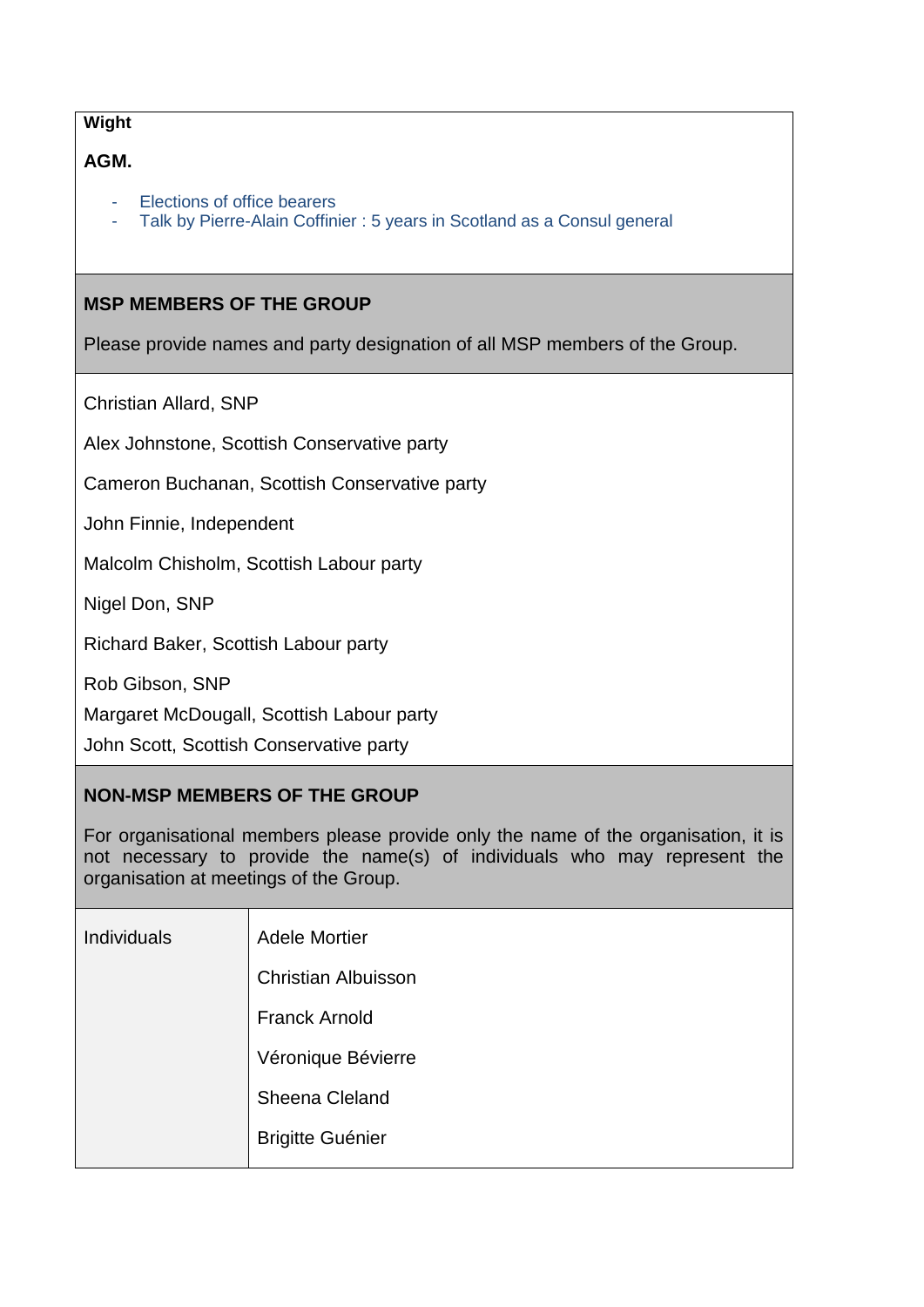**Wight**

**AGM.**

- Elections of office bearers
- Talk by Pierre-Alain Coffinier : 5 years in Scotland as a Consul general

**MSP MEMBERS OF THE GROUP**

Please provide names and party designation of all MSP members of the Group.

Christian Allard, SNP

Alex Johnstone, Scottish Conservative party

Cameron Buchanan, Scottish Conservative party

John Finnie, Independent

Malcolm Chisholm, Scottish Labour party

Nigel Don, SNP

Richard Baker, Scottish Labour party

Rob Gibson, SNP

Margaret McDougall, Scottish Labour party

John Scott, Scottish Conservative party

**NON-MSP MEMBERS OF THE GROUP**

For organisational members please provide only the name of the organisation, it is not necessary to provide the name(s) of individuals who may represent the organisation at meetings of the Group.

| | |
|---|---|
| Individuals | Adele Mortier<br>Christian Albuisson<br>Franck Arnold<br>Véronique Bévierre<br>Sheena Cleland<br>Brigitte Guénier |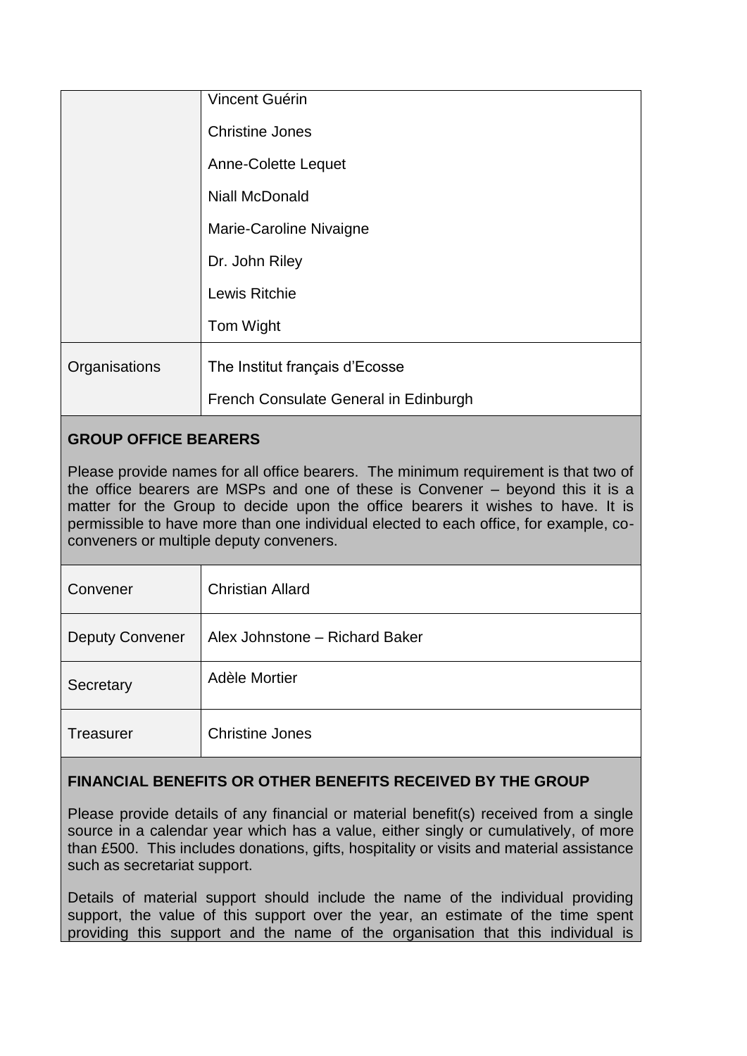| | |
|---|---|
| | Vincent Guérin<br><br>Christine Jones<br><br>Anne-Colette Lequet<br><br>Niall McDonald<br><br>Marie-Caroline Nivaigne<br><br>Dr. John Riley<br><br>Lewis Ritchie<br><br>Tom Wight |
| Organisations | The Institut français d'Ecosse<br><br>French Consulate General in Edinburgh |

## GROUP OFFICE BEARERS

Please provide names for all office bearers. The minimum requirement is that two of the office bearers are MSPs and one of these is Convener – beyond this it is a matter for the Group to decide upon the office bearers it wishes to have. It is permissible to have more than one individual elected to each office, for example, co-conveners or multiple deputy conveners.

| | |
|---|---|
| Convener | Christian Allard |
| Deputy Convener | Alex Johnstone – Richard Baker |
| Secretary | Adèle Mortier |
| Treasurer | Christine Jones |

## FINANCIAL BENEFITS OR OTHER BENEFITS RECEIVED BY THE GROUP

Please provide details of any financial or material benefit(s) received from a single source in a calendar year which has a value, either singly or cumulatively, of more than £500. This includes donations, gifts, hospitality or visits and material assistance such as secretariat support.

Details of material support should include the name of the individual providing support, the value of this support over the year, an estimate of the time spent providing this support and the name of the organisation that this individual is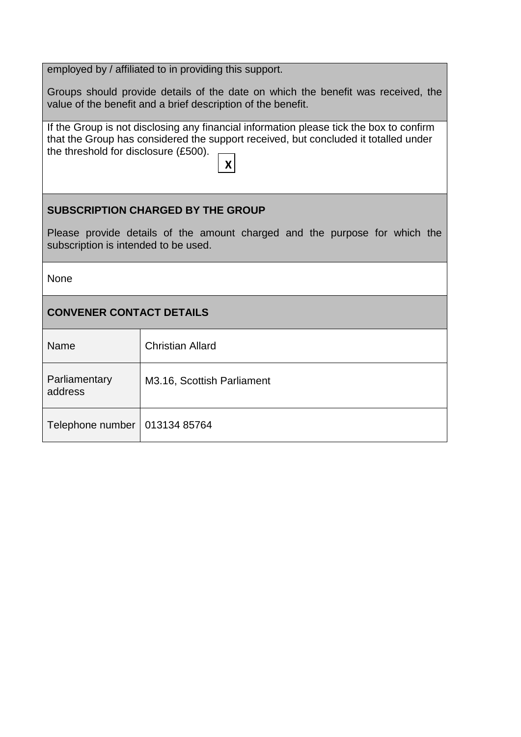employed by / affiliated to in providing this support.

Groups should provide details of the date on which the benefit was received, the value of the benefit and a brief description of the benefit.

If the Group is not disclosing any financial information please tick the box to confirm that the Group has considered the support received, but concluded it totalled under the threshold for disclosure (£500). **X**

**SUBSCRIPTION CHARGED BY THE GROUP**

Please provide details of the amount charged and the purpose for which the subscription is intended to be used.

None

**CONVENER CONTACT DETAILS**

| | |
|---|---|
| Name | Christian Allard |
| Parliamentary address | M3.16, Scottish Parliament |
| Telephone number | 013134 85764 |